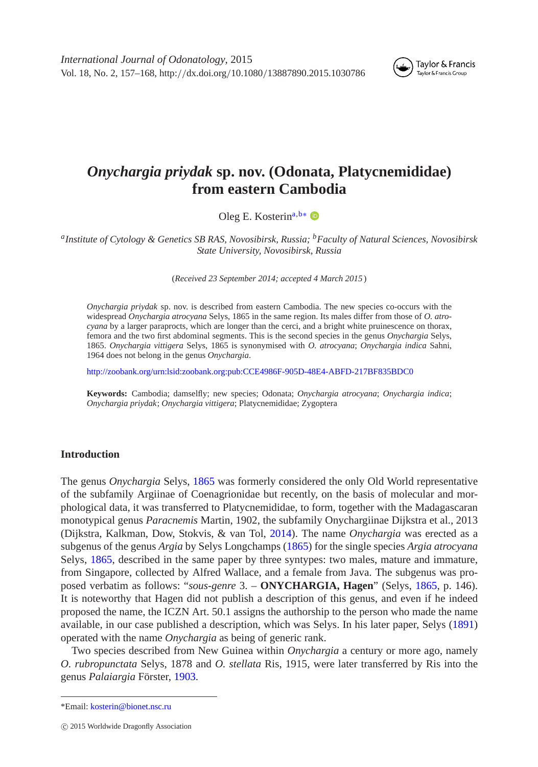# *Onychargia priydak* sp. nov. (Odonata, Platycnemididae) from eastern Cambodia

Oleg E. Kosterin[a,b*]

[a]*Institute of Cytology & Genetics SB RAS, Novosibirsk, Russia;* [b]*Faculty of Natural Sciences, Novosibirsk State University, Novosibirsk, Russia*

(*Received 23 September 2014; accepted 4 March 2015*)

*Onychargia priydak* sp. nov. is described from eastern Cambodia. The new species co-occurs with the widespread *Onychargia atrocyana* Selys, 1865 in the same region. Its males differ from those of *O. atrocyana* by a larger paraprocts, which are longer than the cerci, and a bright white pruinescence on thorax, femora and the two first abdominal segments. This is the second species in the genus *Onychargia* Selys, 1865. *Onychargia vittigera* Selys, 1865 is synonymised with *O. atrocyana*; *Onychargia indica* Sahni, 1964 does not belong in the genus *Onychargia*.

http://zoobank.org/urn:lsid:zoobank.org:pub:CCE4986F-905D-48E4-ABFD-217BF835BDC0

**Keywords:** Cambodia; damselfly; new species; Odonata; *Onychargia atrocyana*; *Onychargia indica*; *Onychargia priydak*; *Onychargia vittigera*; Platycnemididae; Zygoptera

## Introduction

The genus *Onychargia* Selys, 1865 was formerly considered the only Old World representative of the subfamily Argiinae of Coenagrionidae but recently, on the basis of molecular and morphological data, it was transferred to Platycnemididae, to form, together with the Madagascaran monotypical genus *Paracnemis* Martin, 1902, the subfamily Onychargiinae Dijkstra et al., 2013 (Dijkstra, Kalkman, Dow, Stokvis, & van Tol, 2014). The name *Onychargia* was erected as a subgenus of the genus *Argia* by Selys Longchamps (1865) for the single species *Argia atrocyana* Selys, 1865, described in the same paper by three syntypes: two males, mature and immature, from Singapore, collected by Alfred Wallace, and a female from Java. The subgenus was proposed verbatim as follows: "*sous-genre* 3. – **ONYCHARGIA, Hagen**" (Selys, 1865, p. 146). It is noteworthy that Hagen did not publish a description of this genus, and even if he indeed proposed the name, the ICZN Art. 50.1 assigns the authorship to the person who made the name available, in our case published a description, which was Selys. In his later paper, Selys (1891) operated with the name *Onychargia* as being of generic rank.

Two species described from New Guinea within *Onychargia* a century or more ago, namely *O. rubropunctata* Selys, 1878 and *O. stellata* Ris, 1915, were later transferred by Ris into the genus *Palaiargia* Förster, 1903.

*Email: kosterin@bionet.nsc.ru

© 2015 Worldwide Dragonfly Association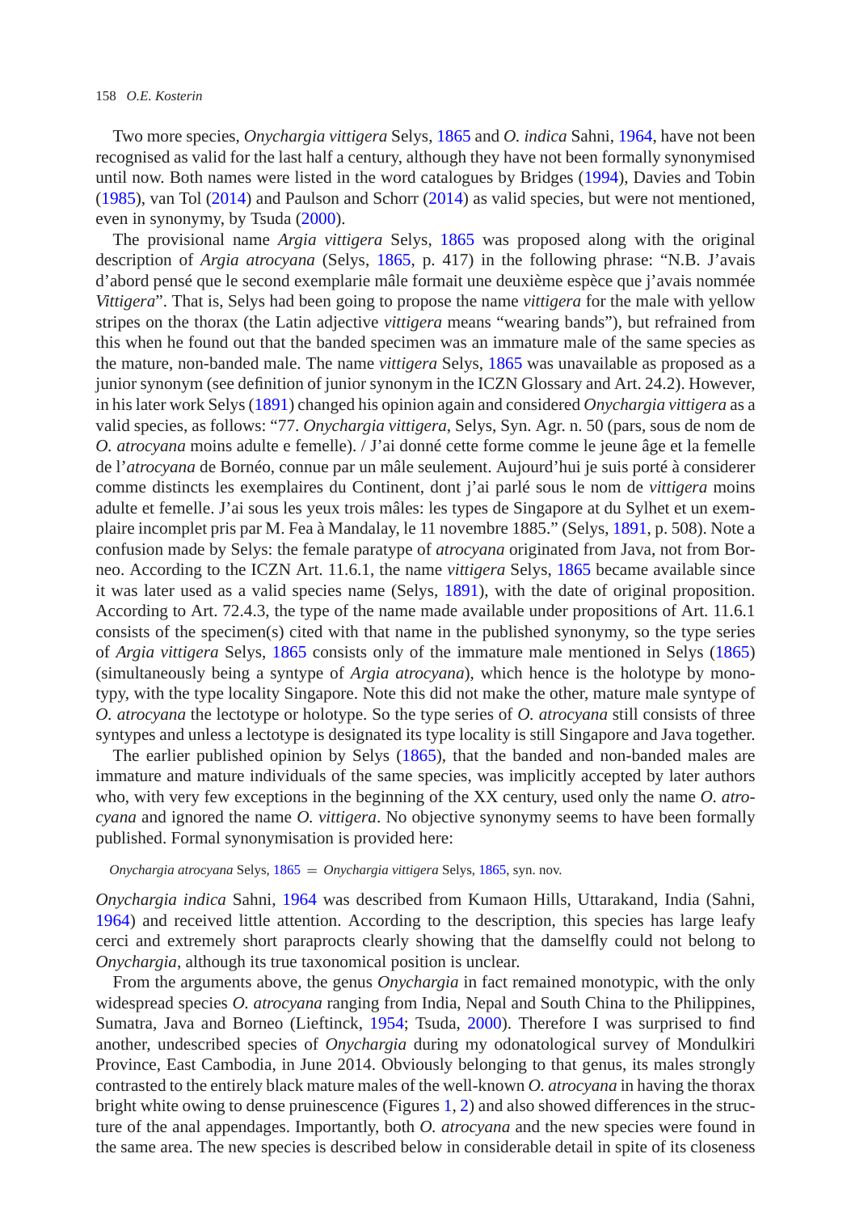Two more species, *Onychargia vittigera* Selys, 1865 and *O. indica* Sahni, 1964, have not been recognised as valid for the last half a century, although they have not been formally synonymised until now. Both names were listed in the word catalogues by Bridges (1994), Davies and Tobin (1985), van Tol (2014) and Paulson and Schorr (2014) as valid species, but were not mentioned, even in synonymy, by Tsuda (2000).

The provisional name *Argia vittigera* Selys, 1865 was proposed along with the original description of *Argia atrocyana* (Selys, 1865, p. 417) in the following phrase: "N.B. J'avais d'abord pensé que le second exemplarie mâle formait une deuxième espèce que j'avais nommée *Vittigera*". That is, Selys had been going to propose the name *vittigera* for the male with yellow stripes on the thorax (the Latin adjective *vittigera* means "wearing bands"), but refrained from this when he found out that the banded specimen was an immature male of the same species as the mature, non-banded male. The name *vittigera* Selys, 1865 was unavailable as proposed as a junior synonym (see definition of junior synonym in the ICZN Glossary and Art. 24.2). However, in his later work Selys (1891) changed his opinion again and considered *Onychargia vittigera* as a valid species, as follows: "77. *Onychargia vittigera*, Selys, Syn. Agr. n. 50 (pars, sous de nom de *O. atrocyana* moins adulte e femelle). / J'ai donné cette forme comme le jeune âge et la femelle de l'*atrocyana* de Bornéo, connue par un mâle seulement. Aujourd'hui je suis porté à considerer comme distincts les exemplaires du Continent, dont j'ai parlé sous le nom de *vittigera* moins adulte et femelle. J'ai sous les yeux trois mâles: les types de Singapore at du Sylhet et un exemplaire incomplet pris par M. Fea à Mandalay, le 11 novembre 1885." (Selys, 1891, p. 508). Note a confusion made by Selys: the female paratype of *atrocyana* originated from Java, not from Borneo. According to the ICZN Art. 11.6.1, the name *vittigera* Selys, 1865 became available since it was later used as a valid species name (Selys, 1891), with the date of original proposition. According to Art. 72.4.3, the type of the name made available under propositions of Art. 11.6.1 consists of the specimen(s) cited with that name in the published synonymy, so the type series of *Argia vittigera* Selys, 1865 consists only of the immature male mentioned in Selys (1865) (simultaneously being a syntype of *Argia atrocyana*), which hence is the holotype by monotypy, with the type locality Singapore. Note this did not make the other, mature male syntype of *O. atrocyana* the lectotype or holotype. So the type series of *O. atrocyana* still consists of three syntypes and unless a lectotype is designated its type locality is still Singapore and Java together.

The earlier published opinion by Selys (1865), that the banded and non-banded males are immature and mature individuals of the same species, was implicitly accepted by later authors who, with very few exceptions in the beginning of the XX century, used only the name *O. atrocyana* and ignored the name *O. vittigera*. No objective synonymy seems to have been formally published. Formal synonymisation is provided here:

*Onychargia atrocyana* Selys, 1865 = *Onychargia vittigera* Selys, 1865, syn. nov.

*Onychargia indica* Sahni, 1964 was described from Kumaon Hills, Uttarakand, India (Sahni, 1964) and received little attention. According to the description, this species has large leafy cerci and extremely short paraprocts clearly showing that the damselfly could not belong to *Onychargia*, although its true taxonomical position is unclear.

From the arguments above, the genus *Onychargia* in fact remained monotypic, with the only widespread species *O. atrocyana* ranging from India, Nepal and South China to the Philippines, Sumatra, Java and Borneo (Lieftinck, 1954; Tsuda, 2000). Therefore I was surprised to find another, undescribed species of *Onychargia* during my odonatological survey of Mondulkiri Province, East Cambodia, in June 2014. Obviously belonging to that genus, its males strongly contrasted to the entirely black mature males of the well-known *O. atrocyana* in having the thorax bright white owing to dense pruinescence (Figures 1, 2) and also showed differences in the structure of the anal appendages. Importantly, both *O. atrocyana* and the new species were found in the same area. The new species is described below in considerable detail in spite of its closeness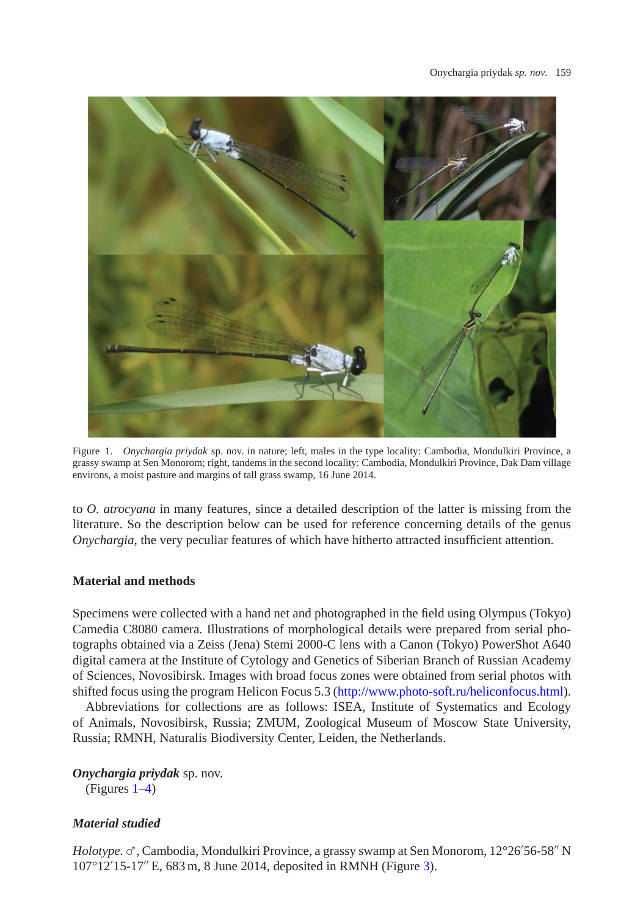Figure 1. *Onychargia priydak* sp. nov. in nature; left, males in the type locality: Cambodia, Mondulkiri Province, a grassy swamp at Sen Monorom; right, tandems in the second locality: Cambodia, Mondulkiri Province, Dak Dam village environs, a moist pasture and margins of tall grass swamp, 16 June 2014.

to *O. atrocyana* in many features, since a detailed description of the latter is missing from the literature. So the description below can be used for reference concerning details of the genus *Onychargia*, the very peculiar features of which have hitherto attracted insufficient attention.

## Material and methods

Specimens were collected with a hand net and photographed in the field using Olympus (Tokyo) Camedia C8080 camera. Illustrations of morphological details were prepared from serial photographs obtained via a Zeiss (Jena) Stemi 2000-C lens with a Canon (Tokyo) PowerShot A640 digital camera at the Institute of Cytology and Genetics of Siberian Branch of Russian Academy of Sciences, Novosibirsk. Images with broad focus zones were obtained from serial photos with shifted focus using the program Helicon Focus 5.3 (http://www.photo-soft.ru/heliconfocus.html).

Abbreviations for collections are as follows: ISEA, Institute of Systematics and Ecology of Animals, Novosibirsk, Russia; ZMUM, Zoological Museum of Moscow State University, Russia; RMNH, Naturalis Biodiversity Center, Leiden, the Netherlands.

***Onychargia priydak*** sp. nov.
(Figures 1–4)

### *Material studied*

*Holotype*. ♂, Cambodia, Mondulkiri Province, a grassy swamp at Sen Monorom, 12°26′56-58″ N 107°12′15-17″ E, 683 m, 8 June 2014, deposited in RMNH (Figure 3).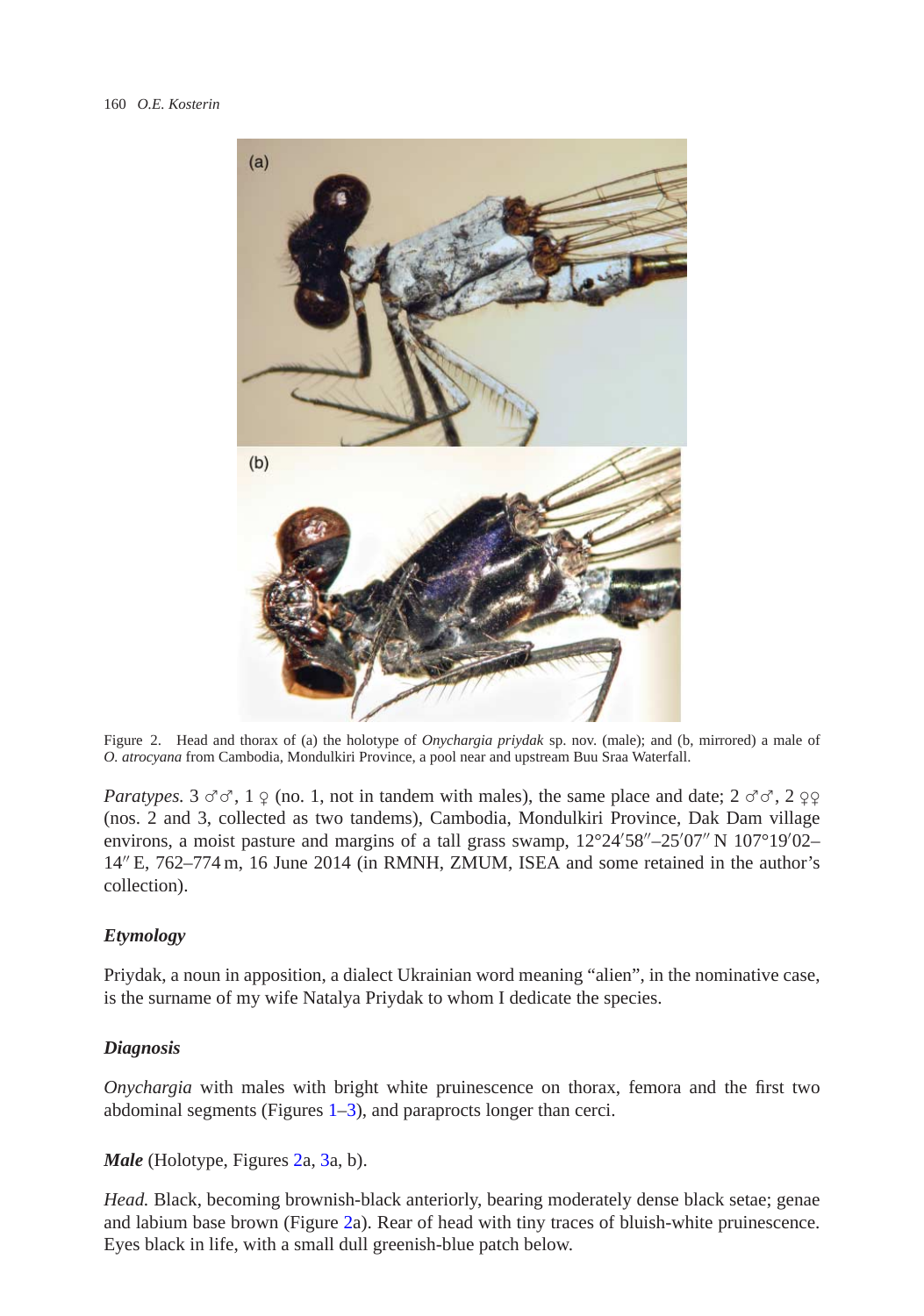Figure 2. Head and thorax of (a) the holotype of *Onychargia priydak* sp. nov. (male); and (b, mirrored) a male of *O. atrocyana* from Cambodia, Mondulkiri Province, a pool near and upstream Buu Sraa Waterfall.

*Paratypes.* 3 ♂♂, 1 ♀ (no. 1, not in tandem with males), the same place and date; 2 ♂♂, 2 ♀♀ (nos. 2 and 3, collected as two tandems), Cambodia, Mondulkiri Province, Dak Dam village environs, a moist pasture and margins of a tall grass swamp, 12°24′58″–25′07″ N 107°19′02–14″ E, 762–774 m, 16 June 2014 (in RMNH, ZMUM, ISEA and some retained in the author's collection).

### *Etymology*

Priydak, a noun in apposition, a dialect Ukrainian word meaning "alien", in the nominative case, is the surname of my wife Natalya Priydak to whom I dedicate the species.

### *Diagnosis*

*Onychargia* with males with bright white pruinescence on thorax, femora and the first two abdominal segments (Figures 1–3), and paraprocts longer than cerci.

***Male*** (Holotype, Figures 2a, 3a, b).

*Head.* Black, becoming brownish-black anteriorly, bearing moderately dense black setae; genae and labium base brown (Figure 2a). Rear of head with tiny traces of bluish-white pruinescence. Eyes black in life, with a small dull greenish-blue patch below.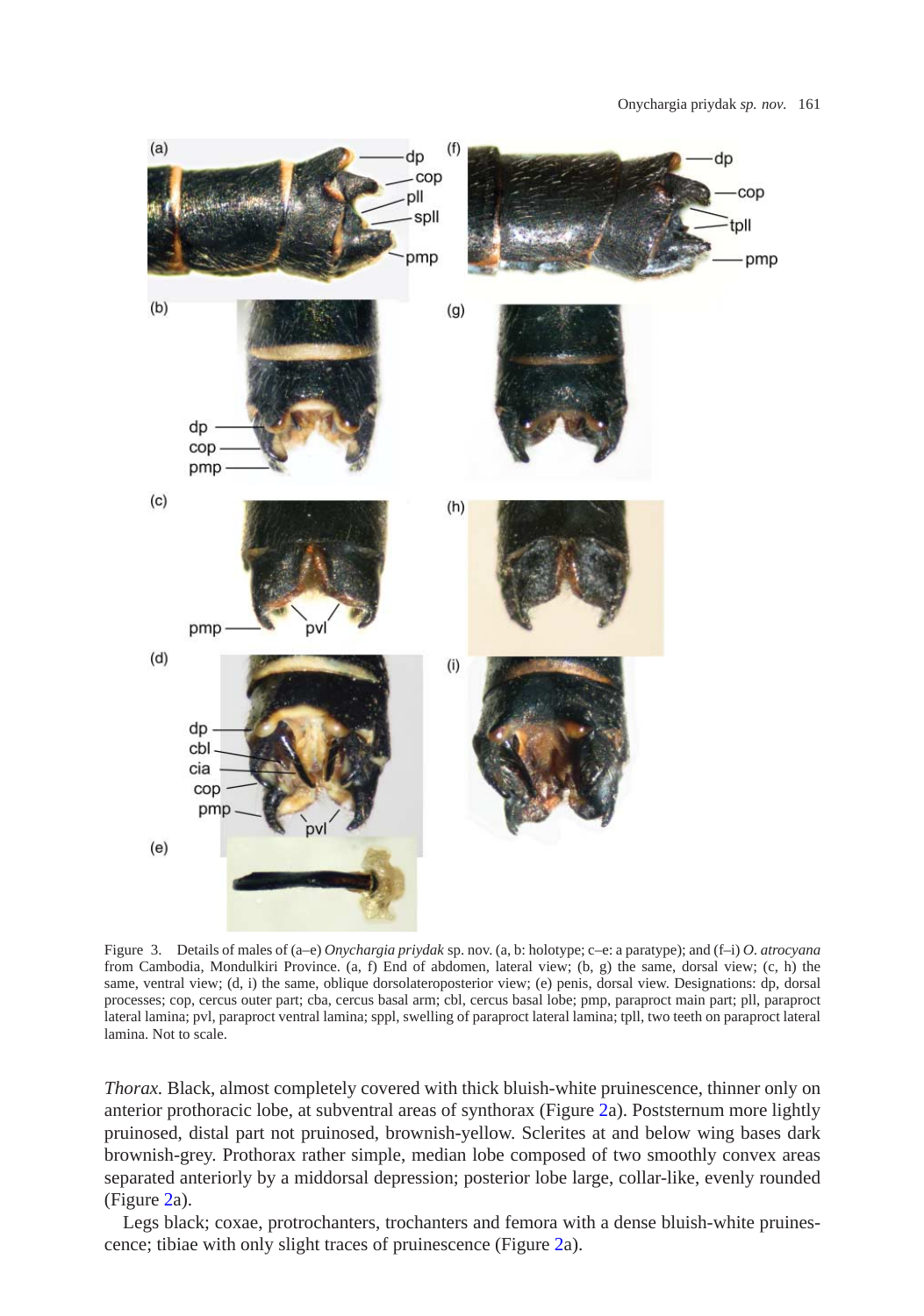Figure 3. Details of males of (a–e) *Onychargia priydak* sp. nov. (a, b: holotype; c–e: a paratype); and (f–i) *O. atrocyana* from Cambodia, Mondulkiri Province. (a, f) End of abdomen, lateral view; (b, g) the same, dorsal view; (c, h) the same, ventral view; (d, i) the same, oblique dorsolateroposterior view; (e) penis, dorsal view. Designations: dp, dorsal processes; cop, cercus outer part; cba, cercus basal arm; cbl, cercus basal lobe; pmp, paraproct main part; pll, paraproct lateral lamina; pvl, paraproct ventral lamina; sppl, swelling of paraproct lateral lamina; tpll, two teeth on paraproct lateral lamina. Not to scale.

*Thorax.* Black, almost completely covered with thick bluish-white pruinescence, thinner only on anterior prothoracic lobe, at subventral areas of synthorax (Figure 2a). Poststernum more lightly pruinosed, distal part not pruinosed, brownish-yellow. Sclerites at and below wing bases dark brownish-grey. Prothorax rather simple, median lobe composed of two smoothly convex areas separated anteriorly by a middorsal depression; posterior lobe large, collar-like, evenly rounded (Figure 2a).

Legs black; coxae, protrochanters, trochanters and femora with a dense bluish-white pruinescence; tibiae with only slight traces of pruinescence (Figure 2a).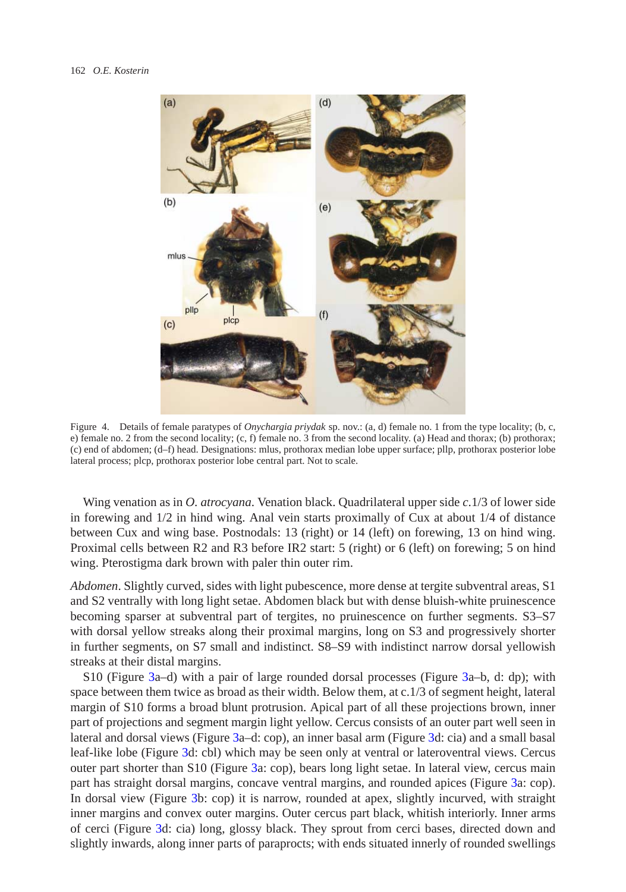Figure 4. Details of female paratypes of *Onychargia priydak* sp. nov.: (a, d) female no. 1 from the type locality; (b, c, e) female no. 2 from the second locality; (c, f) female no. 3 from the second locality. (a) Head and thorax; (b) prothorax; (c) end of abdomen; (d–f) head. Designations: mlus, prothorax median lobe upper surface; pllp, prothorax posterior lobe lateral process; plcp, prothorax posterior lobe central part. Not to scale.

Wing venation as in *O. atrocyana*. Venation black. Quadrilateral upper side *c*.1/3 of lower side in forewing and 1/2 in hind wing. Anal vein starts proximally of Cux at about 1/4 of distance between Cux and wing base. Postnodals: 13 (right) or 14 (left) on forewing, 13 on hind wing. Proximal cells between R2 and R3 before IR2 start: 5 (right) or 6 (left) on forewing; 5 on hind wing. Pterostigma dark brown with paler thin outer rim.

*Abdomen*. Slightly curved, sides with light pubescence, more dense at tergite subventral areas, S1 and S2 ventrally with long light setae. Abdomen black but with dense bluish-white pruinescence becoming sparser at subventral part of tergites, no pruinescence on further segments. S3–S7 with dorsal yellow streaks along their proximal margins, long on S3 and progressively shorter in further segments, on S7 small and indistinct. S8–S9 with indistinct narrow dorsal yellowish streaks at their distal margins.

S10 (Figure 3a–d) with a pair of large rounded dorsal processes (Figure 3a–b, d: dp); with space between them twice as broad as their width. Below them, at c.1/3 of segment height, lateral margin of S10 forms a broad blunt protrusion. Apical part of all these projections brown, inner part of projections and segment margin light yellow. Cercus consists of an outer part well seen in lateral and dorsal views (Figure 3a–d: cop), an inner basal arm (Figure 3d: cia) and a small basal leaf-like lobe (Figure 3d: cbl) which may be seen only at ventral or lateroventral views. Cercus outer part shorter than S10 (Figure 3a: cop), bears long light setae. In lateral view, cercus main part has straight dorsal margins, concave ventral margins, and rounded apices (Figure 3a: cop). In dorsal view (Figure 3b: cop) it is narrow, rounded at apex, slightly incurved, with straight inner margins and convex outer margins. Outer cercus part black, whitish interiorly. Inner arms of cerci (Figure 3d: cia) long, glossy black. They sprout from cerci bases, directed down and slightly inwards, along inner parts of paraprocts; with ends situated innerly of rounded swellings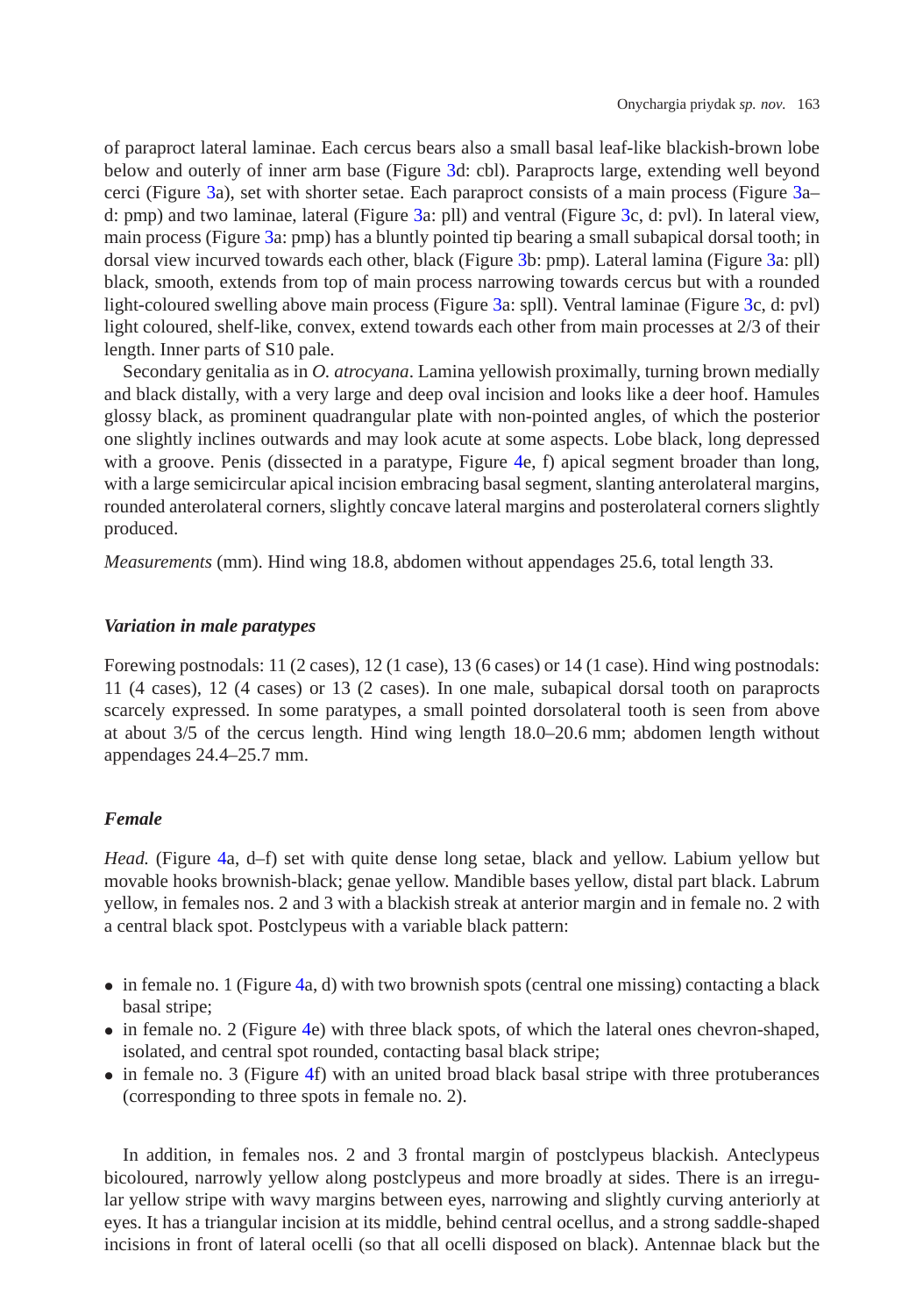of paraproct lateral laminae. Each cercus bears also a small basal leaf-like blackish-brown lobe below and outerly of inner arm base (Figure 3d: cbl). Paraprocts large, extending well beyond cerci (Figure 3a), set with shorter setae. Each paraproct consists of a main process (Figure 3a–d: pmp) and two laminae, lateral (Figure 3a: pll) and ventral (Figure 3c, d: pvl). In lateral view, main process (Figure 3a: pmp) has a bluntly pointed tip bearing a small subapical dorsal tooth; in dorsal view incurved towards each other, black (Figure 3b: pmp). Lateral lamina (Figure 3a: pll) black, smooth, extends from top of main process narrowing towards cercus but with a rounded light-coloured swelling above main process (Figure 3a: spll). Ventral laminae (Figure 3c, d: pvl) light coloured, shelf-like, convex, extend towards each other from main processes at 2/3 of their length. Inner parts of S10 pale.

Secondary genitalia as in *O. atrocyana*. Lamina yellowish proximally, turning brown medially and black distally, with a very large and deep oval incision and looks like a deer hoof. Hamules glossy black, as prominent quadrangular plate with non-pointed angles, of which the posterior one slightly inclines outwards and may look acute at some aspects. Lobe black, long depressed with a groove. Penis (dissected in a paratype, Figure 4e, f) apical segment broader than long, with a large semicircular apical incision embracing basal segment, slanting anterolateral margins, rounded anterolateral corners, slightly concave lateral margins and posterolateral corners slightly produced.

*Measurements* (mm). Hind wing 18.8, abdomen without appendages 25.6, total length 33.

### *Variation in male paratypes*

Forewing postnodals: 11 (2 cases), 12 (1 case), 13 (6 cases) or 14 (1 case). Hind wing postnodals: 11 (4 cases), 12 (4 cases) or 13 (2 cases). In one male, subapical dorsal tooth on paraprocts scarcely expressed. In some paratypes, a small pointed dorsolateral tooth is seen from above at about 3/5 of the cercus length. Hind wing length 18.0–20.6 mm; abdomen length without appendages 24.4–25.7 mm.

### *Female*

*Head.* (Figure 4a, d–f) set with quite dense long setae, black and yellow. Labium yellow but movable hooks brownish-black; genae yellow. Mandible bases yellow, distal part black. Labrum yellow, in females nos. 2 and 3 with a blackish streak at anterior margin and in female no. 2 with a central black spot. Postclypeus with a variable black pattern:

- in female no. 1 (Figure 4a, d) with two brownish spots (central one missing) contacting a black basal stripe;
- in female no. 2 (Figure 4e) with three black spots, of which the lateral ones chevron-shaped, isolated, and central spot rounded, contacting basal black stripe;
- in female no. 3 (Figure 4f) with an united broad black basal stripe with three protuberances (corresponding to three spots in female no. 2).

In addition, in females nos. 2 and 3 frontal margin of postclypeus blackish. Anteclypeus bicoloured, narrowly yellow along postclypeus and more broadly at sides. There is an irregular yellow stripe with wavy margins between eyes, narrowing and slightly curving anteriorly at eyes. It has a triangular incision at its middle, behind central ocellus, and a strong saddle-shaped incisions in front of lateral ocelli (so that all ocelli disposed on black). Antennae black but the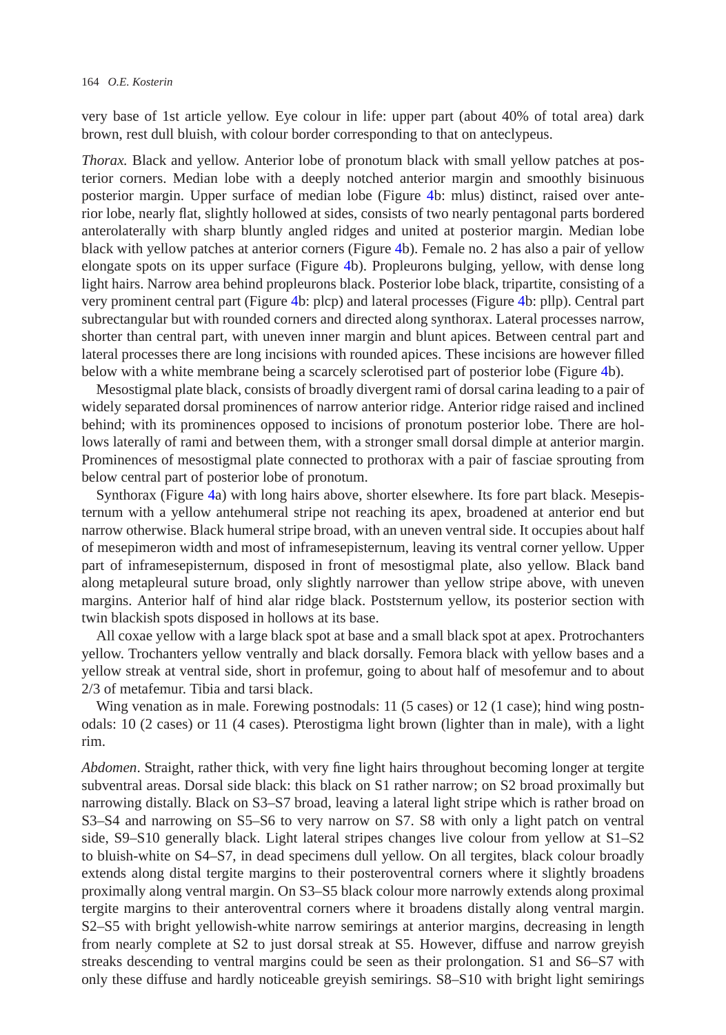very base of 1st article yellow. Eye colour in life: upper part (about 40% of total area) dark brown, rest dull bluish, with colour border corresponding to that on anteclypeus.

*Thorax.* Black and yellow. Anterior lobe of pronotum black with small yellow patches at posterior corners. Median lobe with a deeply notched anterior margin and smoothly bisinuous posterior margin. Upper surface of median lobe (Figure 4b: mlus) distinct, raised over anterior lobe, nearly flat, slightly hollowed at sides, consists of two nearly pentagonal parts bordered anterolaterally with sharp bluntly angled ridges and united at posterior margin. Median lobe black with yellow patches at anterior corners (Figure 4b). Female no. 2 has also a pair of yellow elongate spots on its upper surface (Figure 4b). Propleurons bulging, yellow, with dense long light hairs. Narrow area behind propleurons black. Posterior lobe black, tripartite, consisting of a very prominent central part (Figure 4b: plcp) and lateral processes (Figure 4b: pllp). Central part subrectangular but with rounded corners and directed along synthorax. Lateral processes narrow, shorter than central part, with uneven inner margin and blunt apices. Between central part and lateral processes there are long incisions with rounded apices. These incisions are however filled below with a white membrane being a scarcely sclerotised part of posterior lobe (Figure 4b).

Mesostigmal plate black, consists of broadly divergent rami of dorsal carina leading to a pair of widely separated dorsal prominences of narrow anterior ridge. Anterior ridge raised and inclined behind; with its prominences opposed to incisions of pronotum posterior lobe. There are hollows laterally of rami and between them, with a stronger small dorsal dimple at anterior margin. Prominences of mesostigmal plate connected to prothorax with a pair of fasciae sprouting from below central part of posterior lobe of pronotum.

Synthorax (Figure 4a) with long hairs above, shorter elsewhere. Its fore part black. Mesepisternum with a yellow antehumeral stripe not reaching its apex, broadened at anterior end but narrow otherwise. Black humeral stripe broad, with an uneven ventral side. It occupies about half of mesepimeron width and most of inframesepisternum, leaving its ventral corner yellow. Upper part of inframesepisternum, disposed in front of mesostigmal plate, also yellow. Black band along metapleural suture broad, only slightly narrower than yellow stripe above, with uneven margins. Anterior half of hind alar ridge black. Poststernum yellow, its posterior section with twin blackish spots disposed in hollows at its base.

All coxae yellow with a large black spot at base and a small black spot at apex. Protrochanters yellow. Trochanters yellow ventrally and black dorsally. Femora black with yellow bases and a yellow streak at ventral side, short in profemur, going to about half of mesofemur and to about 2/3 of metafemur. Tibia and tarsi black.

Wing venation as in male. Forewing postnodals: 11 (5 cases) or 12 (1 case); hind wing postnodals: 10 (2 cases) or 11 (4 cases). Pterostigma light brown (lighter than in male), with a light rim.

*Abdomen*. Straight, rather thick, with very fine light hairs throughout becoming longer at tergite subventral areas. Dorsal side black: this black on S1 rather narrow; on S2 broad proximally but narrowing distally. Black on S3–S7 broad, leaving a lateral light stripe which is rather broad on S3–S4 and narrowing on S5–S6 to very narrow on S7. S8 with only a light patch on ventral side, S9–S10 generally black. Light lateral stripes changes live colour from yellow at S1–S2 to bluish-white on S4–S7, in dead specimens dull yellow. On all tergites, black colour broadly extends along distal tergite margins to their posteroventral corners where it slightly broadens proximally along ventral margin. On S3–S5 black colour more narrowly extends along proximal tergite margins to their anteroventral corners where it broadens distally along ventral margin. S2–S5 with bright yellowish-white narrow semirings at anterior margins, decreasing in length from nearly complete at S2 to just dorsal streak at S5. However, diffuse and narrow greyish streaks descending to ventral margins could be seen as their prolongation. S1 and S6–S7 with only these diffuse and hardly noticeable greyish semirings. S8–S10 with bright light semirings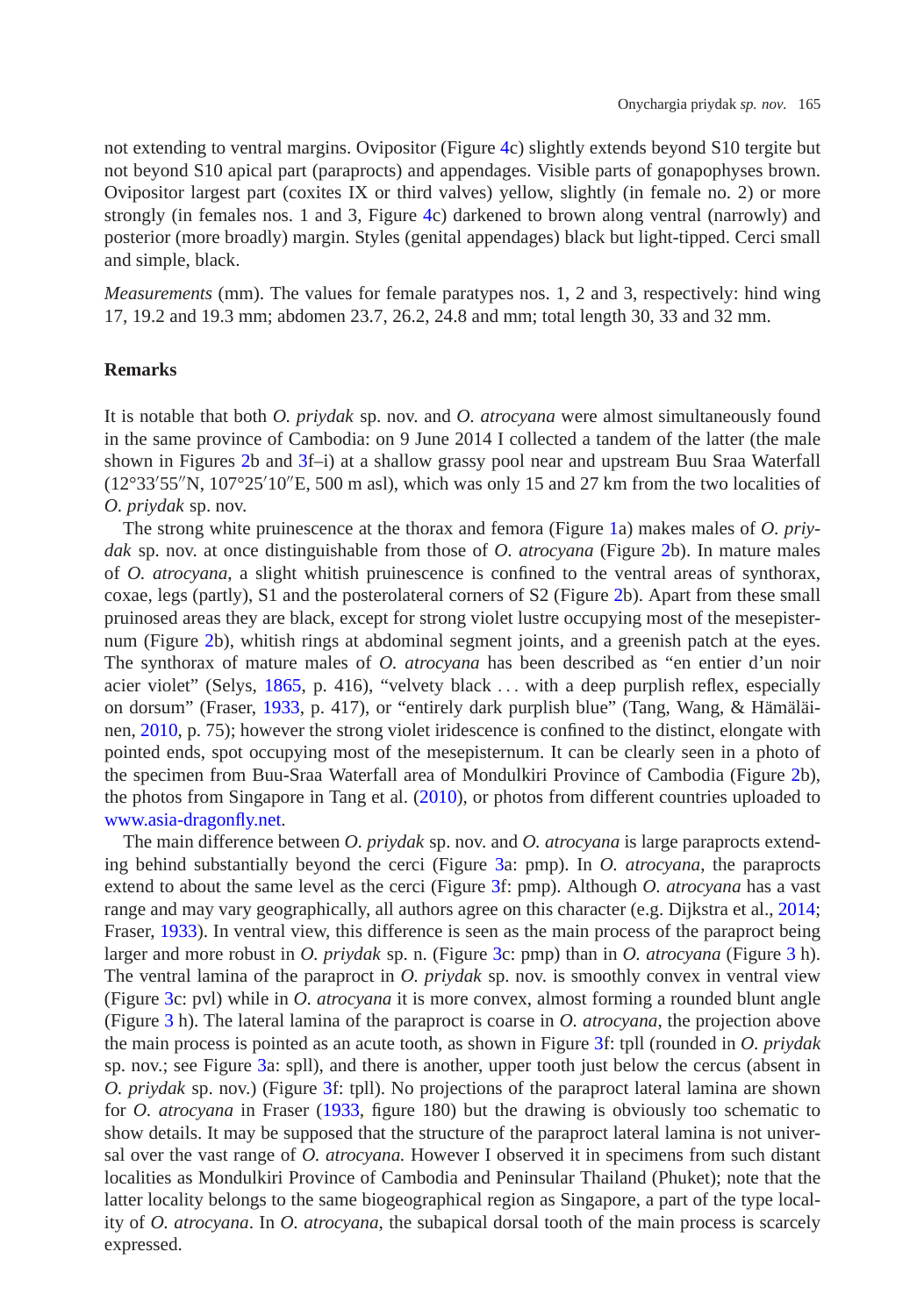not extending to ventral margins. Ovipositor (Figure 4c) slightly extends beyond S10 tergite but not beyond S10 apical part (paraprocts) and appendages. Visible parts of gonapophyses brown. Ovipositor largest part (coxites IX or third valves) yellow, slightly (in female no. 2) or more strongly (in females nos. 1 and 3, Figure 4c) darkened to brown along ventral (narrowly) and posterior (more broadly) margin. Styles (genital appendages) black but light-tipped. Cerci small and simple, black.

*Measurements* (mm). The values for female paratypes nos. 1, 2 and 3, respectively: hind wing 17, 19.2 and 19.3 mm; abdomen 23.7, 26.2, 24.8 and mm; total length 30, 33 and 32 mm.

## Remarks

It is notable that both *O. priydak* sp. nov. and *O. atrocyana* were almost simultaneously found in the same province of Cambodia: on 9 June 2014 I collected a tandem of the latter (the male shown in Figures 2b and 3f–i) at a shallow grassy pool near and upstream Buu Sraa Waterfall (12°33′55″N, 107°25′10″E, 500 m asl), which was only 15 and 27 km from the two localities of *O. priydak* sp. nov.

The strong white pruinescence at the thorax and femora (Figure 1a) makes males of *O. priydak* sp. nov. at once distinguishable from those of *O. atrocyana* (Figure 2b). In mature males of *O. atrocyana*, a slight whitish pruinescence is confined to the ventral areas of synthorax, coxae, legs (partly), S1 and the posterolateral corners of S2 (Figure 2b). Apart from these small pruinosed areas they are black, except for strong violet lustre occupying most of the mesepisternum (Figure 2b), whitish rings at abdominal segment joints, and a greenish patch at the eyes. The synthorax of mature males of *O. atrocyana* has been described as "en entier d'un noir acier violet" (Selys, 1865, p. 416), "velvety black . . . with a deep purplish reflex, especially on dorsum" (Fraser, 1933, p. 417), or "entirely dark purplish blue" (Tang, Wang, & Hämäläinen, 2010, p. 75); however the strong violet iridescence is confined to the distinct, elongate with pointed ends, spot occupying most of the mesepisternum. It can be clearly seen in a photo of the specimen from Buu-Sraa Waterfall area of Mondulkiri Province of Cambodia (Figure 2b), the photos from Singapore in Tang et al. (2010), or photos from different countries uploaded to www.asia-dragonfly.net.

The main difference between *O. priydak* sp. nov. and *O. atrocyana* is large paraprocts extending behind substantially beyond the cerci (Figure 3a: pmp). In *O. atrocyana*, the paraprocts extend to about the same level as the cerci (Figure 3f: pmp). Although *O. atrocyana* has a vast range and may vary geographically, all authors agree on this character (e.g. Dijkstra et al., 2014; Fraser, 1933). In ventral view, this difference is seen as the main process of the paraproct being larger and more robust in *O. priydak* sp. n. (Figure 3c: pmp) than in *O. atrocyana* (Figure 3 h). The ventral lamina of the paraproct in *O. priydak* sp. nov. is smoothly convex in ventral view (Figure 3c: pvl) while in *O. atrocyana* it is more convex, almost forming a rounded blunt angle (Figure 3 h). The lateral lamina of the paraproct is coarse in *O. atrocyana*, the projection above the main process is pointed as an acute tooth, as shown in Figure 3f: tpll (rounded in *O. priydak* sp. nov.; see Figure 3a: spll), and there is another, upper tooth just below the cercus (absent in *O. priydak* sp. nov.) (Figure 3f: tpll). No projections of the paraproct lateral lamina are shown for *O. atrocyana* in Fraser (1933, figure 180) but the drawing is obviously too schematic to show details. It may be supposed that the structure of the paraproct lateral lamina is not universal over the vast range of *O. atrocyana.* However I observed it in specimens from such distant localities as Mondulkiri Province of Cambodia and Peninsular Thailand (Phuket); note that the latter locality belongs to the same biogeographical region as Singapore, a part of the type locality of *O. atrocyana*. In *O. atrocyana*, the subapical dorsal tooth of the main process is scarcely expressed.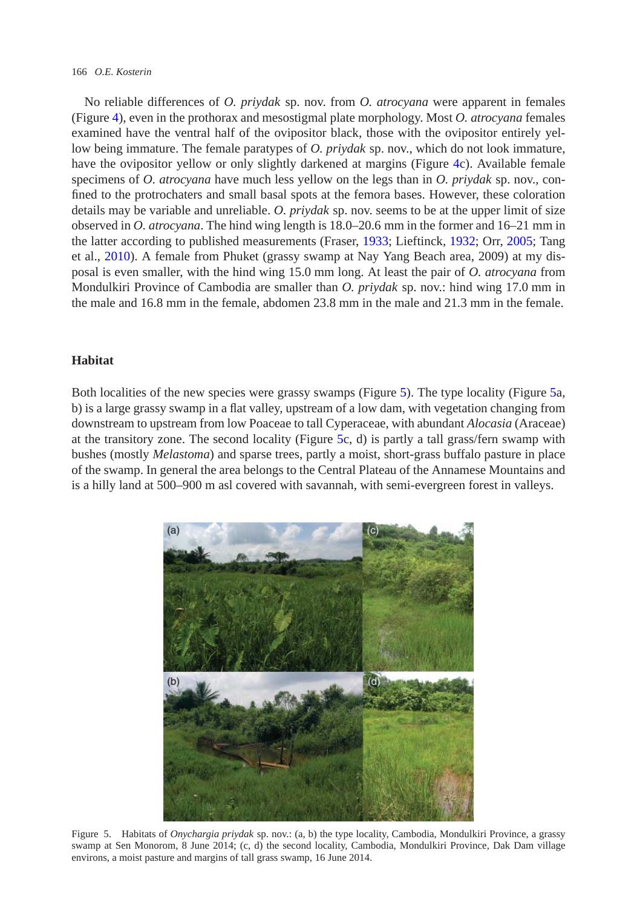No reliable differences of *O. priydak* sp. nov. from *O. atrocyana* were apparent in females (Figure 4), even in the prothorax and mesostigmal plate morphology. Most *O. atrocyana* females examined have the ventral half of the ovipositor black, those with the ovipositor entirely yellow being immature. The female paratypes of *O. priydak* sp. nov., which do not look immature, have the ovipositor yellow or only slightly darkened at margins (Figure 4c). Available female specimens of *O. atrocyana* have much less yellow on the legs than in *O. priydak* sp. nov., confined to the protrochaters and small basal spots at the femora bases. However, these coloration details may be variable and unreliable. *O. priydak* sp. nov. seems to be at the upper limit of size observed in *O. atrocyana*. The hind wing length is 18.0–20.6 mm in the former and 16–21 mm in the latter according to published measurements (Fraser, 1933; Lieftinck, 1932; Orr, 2005; Tang et al., 2010). A female from Phuket (grassy swamp at Nay Yang Beach area, 2009) at my disposal is even smaller, with the hind wing 15.0 mm long. At least the pair of *O. atrocyana* from Mondulkiri Province of Cambodia are smaller than *O. priydak* sp. nov.: hind wing 17.0 mm in the male and 16.8 mm in the female, abdomen 23.8 mm in the male and 21.3 mm in the female.

## Habitat

Both localities of the new species were grassy swamps (Figure 5). The type locality (Figure 5a, b) is a large grassy swamp in a flat valley, upstream of a low dam, with vegetation changing from downstream to upstream from low Poaceae to tall Cyperaceae, with abundant *Alocasia* (Araceae) at the transitory zone. The second locality (Figure 5c, d) is partly a tall grass/fern swamp with bushes (mostly *Melastoma*) and sparse trees, partly a moist, short-grass buffalo pasture in place of the swamp. In general the area belongs to the Central Plateau of the Annamese Mountains and is a hilly land at 500–900 m asl covered with savannah, with semi-evergreen forest in valleys.

Figure 5. Habitats of *Onychargia priydak* sp. nov.: (a, b) the type locality, Cambodia, Mondulkiri Province, a grassy swamp at Sen Monorom, 8 June 2014; (c, d) the second locality, Cambodia, Mondulkiri Province, Dak Dam village environs, a moist pasture and margins of tall grass swamp, 16 June 2014.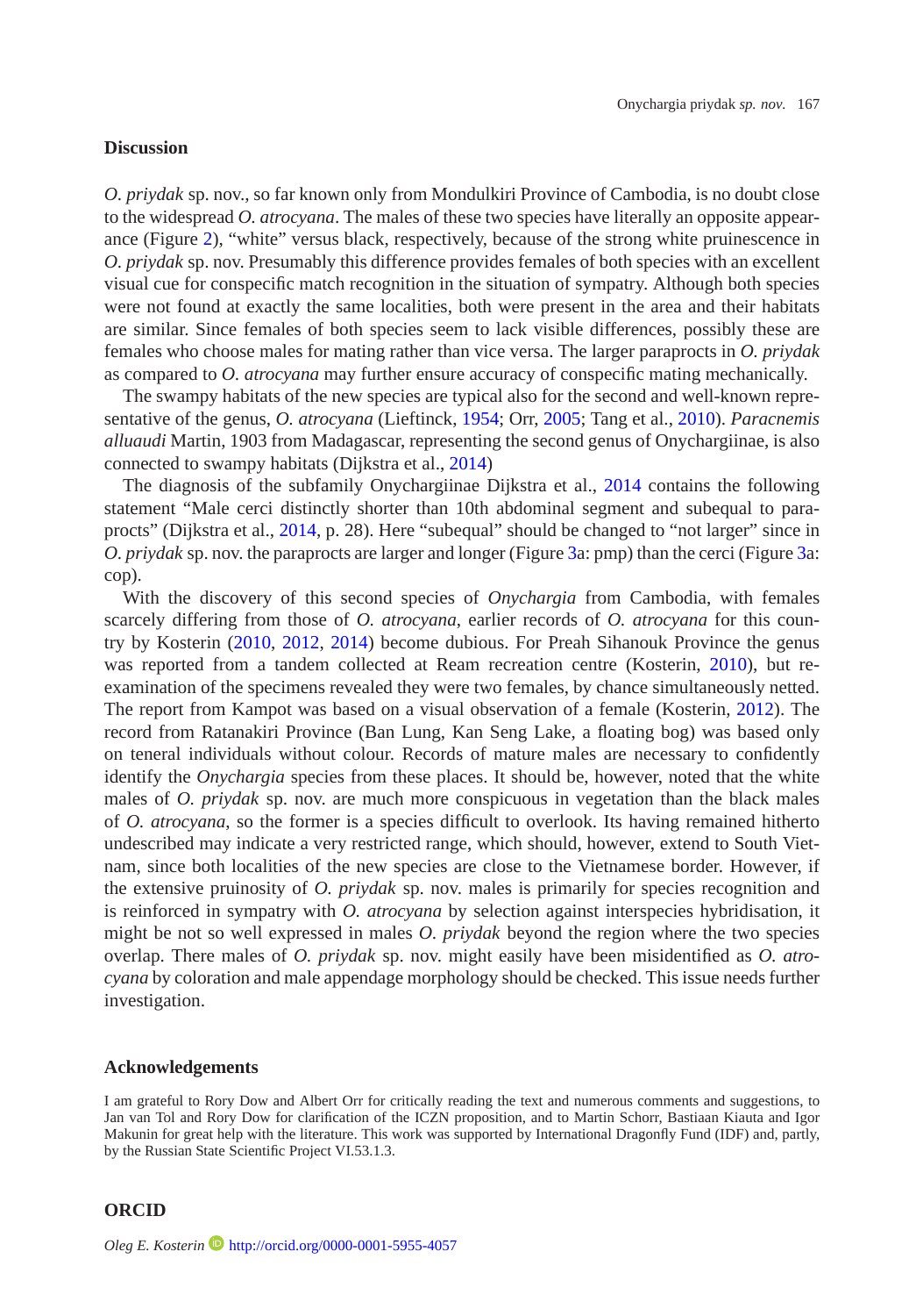## Discussion

*O. priydak* sp. nov., so far known only from Mondulkiri Province of Cambodia, is no doubt close to the widespread *O. atrocyana*. The males of these two species have literally an opposite appearance (Figure 2), “white” versus black, respectively, because of the strong white pruinescence in *O. priydak* sp. nov. Presumably this difference provides females of both species with an excellent visual cue for conspecific match recognition in the situation of sympatry. Although both species were not found at exactly the same localities, both were present in the area and their habitats are similar. Since females of both species seem to lack visible differences, possibly these are females who choose males for mating rather than vice versa. The larger paraprocts in *O. priydak* as compared to *O. atrocyana* may further ensure accuracy of conspecific mating mechanically.

The swampy habitats of the new species are typical also for the second and well-known representative of the genus, *O. atrocyana* (Lieftinck, 1954; Orr, 2005; Tang et al., 2010). *Paracnemis alluaudi* Martin, 1903 from Madagascar, representing the second genus of Onychargiinae, is also connected to swampy habitats (Dijkstra et al., 2014)

The diagnosis of the subfamily Onychargiinae Dijkstra et al., 2014 contains the following statement “Male cerci distinctly shorter than 10th abdominal segment and subequal to paraprocts” (Dijkstra et al., 2014, p. 28). Here “subequal” should be changed to “not larger” since in *O. priydak* sp. nov. the paraprocts are larger and longer (Figure 3a: pmp) than the cerci (Figure 3a: cop).

With the discovery of this second species of *Onychargia* from Cambodia, with females scarcely differing from those of *O. atrocyana*, earlier records of *O. atrocyana* for this country by Kosterin (2010, 2012, 2014) become dubious. For Preah Sihanouk Province the genus was reported from a tandem collected at Ream recreation centre (Kosterin, 2010), but re-examination of the specimens revealed they were two females, by chance simultaneously netted. The report from Kampot was based on a visual observation of a female (Kosterin, 2012). The record from Ratanakiri Province (Ban Lung, Kan Seng Lake, a floating bog) was based only on teneral individuals without colour. Records of mature males are necessary to confidently identify the *Onychargia* species from these places. It should be, however, noted that the white males of *O. priydak* sp. nov. are much more conspicuous in vegetation than the black males of *O. atrocyana*, so the former is a species difficult to overlook. Its having remained hitherto undescribed may indicate a very restricted range, which should, however, extend to South Vietnam, since both localities of the new species are close to the Vietnamese border. However, if the extensive pruinosity of *O. priydak* sp. nov. males is primarily for species recognition and is reinforced in sympatry with *O. atrocyana* by selection against interspecies hybridisation, it might be not so well expressed in males *O. priydak* beyond the region where the two species overlap. There males of *O. priydak* sp. nov. might easily have been misidentified as *O. atrocyana* by coloration and male appendage morphology should be checked. This issue needs further investigation.

## Acknowledgements

I am grateful to Rory Dow and Albert Orr for critically reading the text and numerous comments and suggestions, to Jan van Tol and Rory Dow for clarification of the ICZN proposition, and to Martin Schorr, Bastiaan Kiauta and Igor Makunin for great help with the literature. This work was supported by International Dragonfly Fund (IDF) and, partly, by the Russian State Scientific Project VI.53.1.3.

## ORCID

*Oleg E. Kosterin* http://orcid.org/0000-0001-5955-4057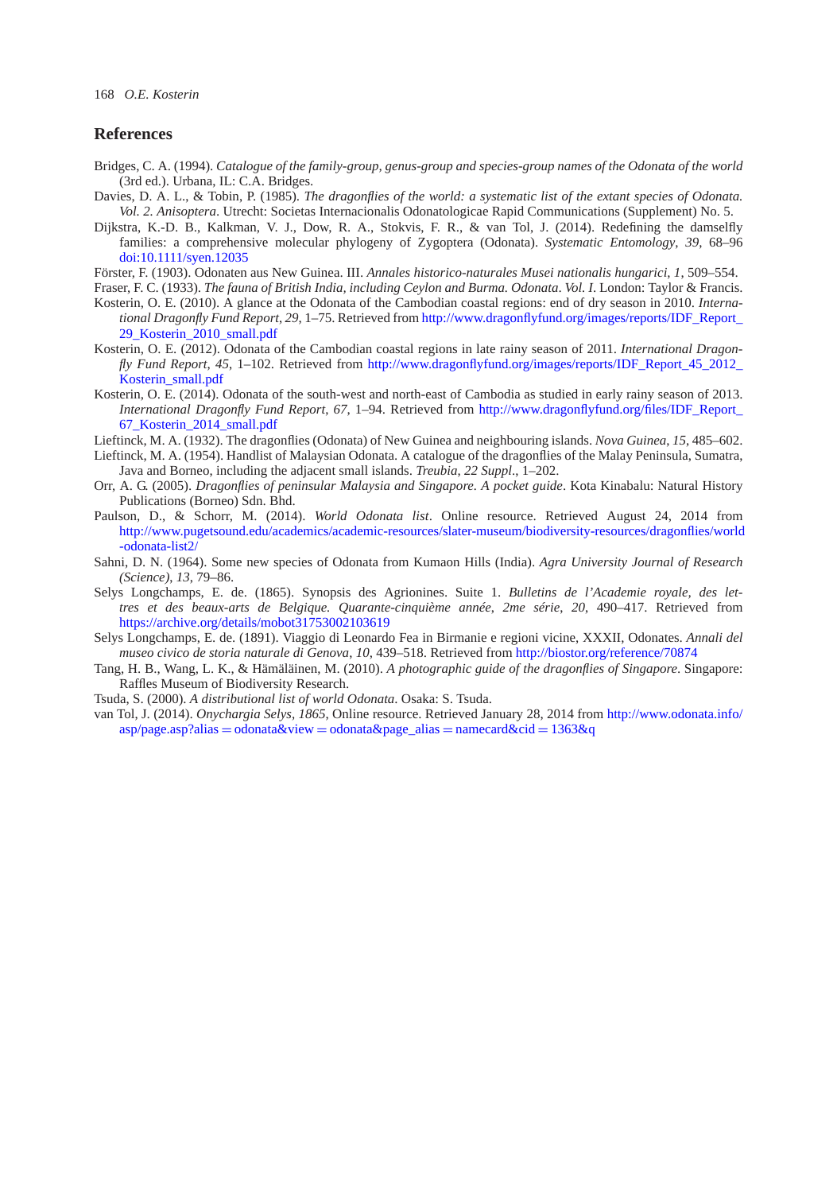## References

Bridges, C. A. (1994). *Catalogue of the family-group, genus-group and species-group names of the Odonata of the world* (3rd ed.). Urbana, IL: C.A. Bridges.

Davies, D. A. L., & Tobin, P. (1985). *The dragonflies of the world: a systematic list of the extant species of Odonata. Vol. 2. Anisoptera*. Utrecht: Societas Internacionalis Odonatologicae Rapid Communications (Supplement) No. 5.

Dijkstra, K.-D. B., Kalkman, V. J., Dow, R. A., Stokvis, F. R., & van Tol, J. (2014). Redefining the damselfly families: a comprehensive molecular phylogeny of Zygoptera (Odonata). *Systematic Entomology*, *39*, 68–96 doi:10.1111/syen.12035

Förster, F. (1903). Odonaten aus New Guinea. III. *Annales historico-naturales Musei nationalis hungarici*, *1*, 509–554.

Fraser, F. C. (1933). *The fauna of British India, including Ceylon and Burma. Odonata*. *Vol. I*. London: Taylor & Francis.

Kosterin, O. E. (2010). A glance at the Odonata of the Cambodian coastal regions: end of dry season in 2010. *International Dragonfly Fund Report*, *29*, 1–75. Retrieved from http://www.dragonflyfund.org/images/reports/IDF_Report_29_Kosterin_2010_small.pdf

Kosterin, O. E. (2012). Odonata of the Cambodian coastal regions in late rainy season of 2011. *International Dragonfly Fund Report*, *45*, 1–102. Retrieved from http://www.dragonflyfund.org/images/reports/IDF_Report_45_2012_Kosterin_small.pdf

Kosterin, O. E. (2014). Odonata of the south-west and north-east of Cambodia as studied in early rainy season of 2013. *International Dragonfly Fund Report*, *67*, 1–94. Retrieved from http://www.dragonflyfund.org/files/IDF_Report_67_Kosterin_2014_small.pdf

Lieftinck, M. A. (1932). The dragonflies (Odonata) of New Guinea and neighbouring islands. *Nova Guinea*, *15*, 485–602.

Lieftinck, M. A. (1954). Handlist of Malaysian Odonata. A catalogue of the dragonflies of the Malay Peninsula, Sumatra, Java and Borneo, including the adjacent small islands. *Treubia*, *22 Suppl*., 1–202.

Orr, A. G. (2005). *Dragonflies of peninsular Malaysia and Singapore. A pocket guide*. Kota Kinabalu: Natural History Publications (Borneo) Sdn. Bhd.

Paulson, D., & Schorr, M. (2014). *World Odonata list*. Online resource. Retrieved August 24, 2014 from http://www.pugetsound.edu/academics/academic-resources/slater-museum/biodiversity-resources/dragonflies/world-odonata-list2/

Sahni, D. N. (1964). Some new species of Odonata from Kumaon Hills (India). *Agra University Journal of Research (Science)*, *13*, 79–86.

Selys Longchamps, E. de. (1865). Synopsis des Agrionines. Suite 1. *Bulletins de l'Academie royale, des lettres et des beaux-arts de Belgique. Quarante-cinquième année, 2me série*, *20*, 490–417. Retrieved from https://archive.org/details/mobot31753002103619

Selys Longchamps, E. de. (1891). Viaggio di Leonardo Fea in Birmanie e regioni vicine, XXXII, Odonates. *Annali del museo civico de storia naturale di Genova*, *10*, 439–518. Retrieved from http://biostor.org/reference/70874

Tang, H. B., Wang, L. K., & Hämäläinen, M. (2010). *A photographic guide of the dragonflies of Singapore*. Singapore: Raffles Museum of Biodiversity Research.

Tsuda, S. (2000). *A distributional list of world Odonata*. Osaka: S. Tsuda.

van Tol, J. (2014). *Onychargia Selys, 1865*, Online resource. Retrieved January 28, 2014 from http://www.odonata.info/asp/page.asp?alias = odonata&view = odonata&page_alias = namecard&cid = 1363&q